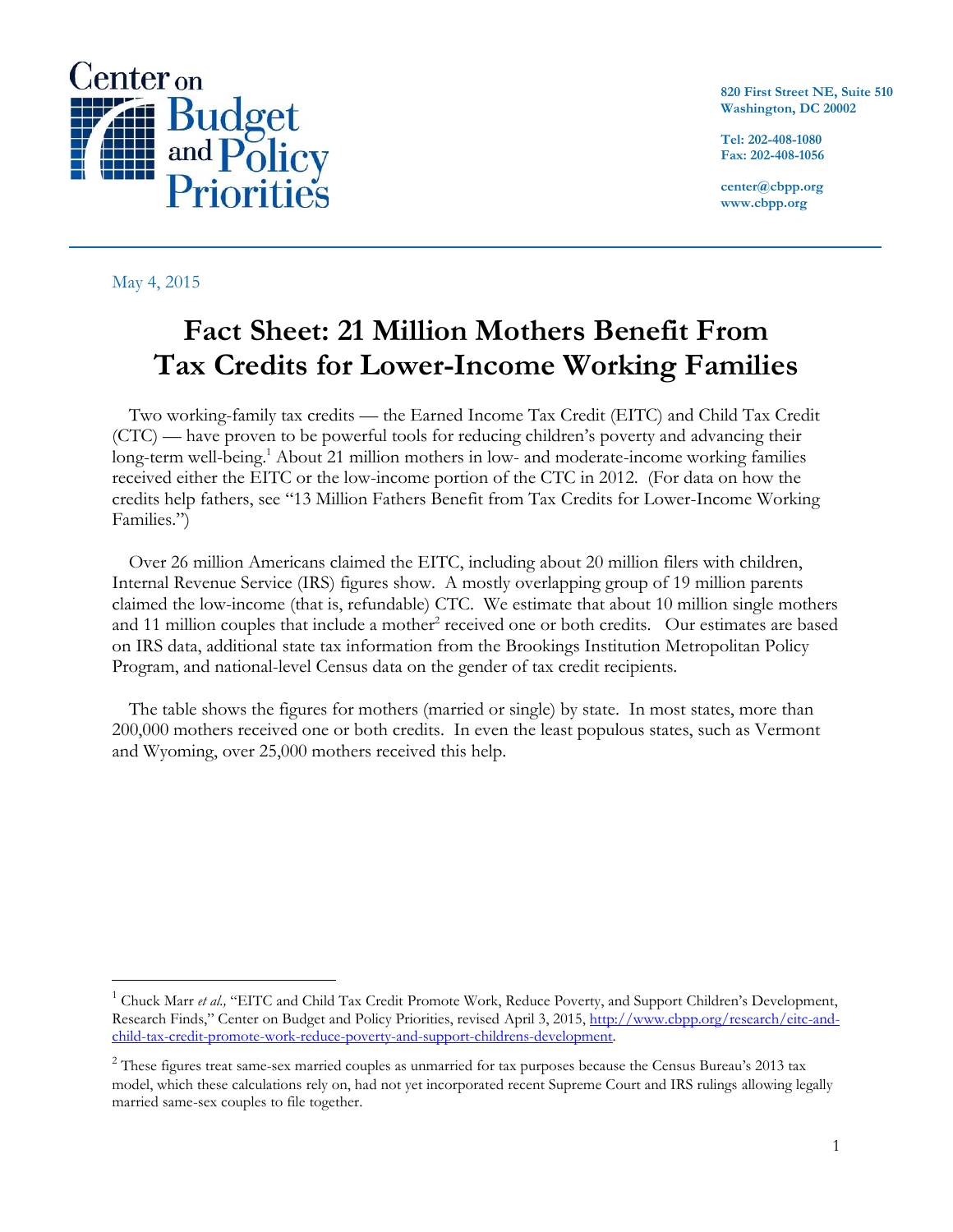Center on Budget and Policy Priorities

820 First Street NE, Suite 510
Washington, DC 20002

Tel: 202-408-1080
Fax: 202-408-1056

center@cbpp.org
www.cbpp.org

May 4, 2015

# Fact Sheet: 21 Million Mothers Benefit From Tax Credits for Lower-Income Working Families

Two working-family tax credits — the Earned Income Tax Credit (EITC) and Child Tax Credit (CTC) — have proven to be powerful tools for reducing children's poverty and advancing their long-term well-being.[1] About 21 million mothers in low- and moderate-income working families received either the EITC or the low-income portion of the CTC in 2012. (For data on how the credits help fathers, see "13 Million Fathers Benefit from Tax Credits for Lower-Income Working Families.")

Over 26 million Americans claimed the EITC, including about 20 million filers with children, Internal Revenue Service (IRS) figures show. A mostly overlapping group of 19 million parents claimed the low-income (that is, refundable) CTC. We estimate that about 10 million single mothers and 11 million couples that include a mother[2] received one or both credits. Our estimates are based on IRS data, additional state tax information from the Brookings Institution Metropolitan Policy Program, and national-level Census data on the gender of tax credit recipients.

The table shows the figures for mothers (married or single) by state. In most states, more than 200,000 mothers received one or both credits. In even the least populous states, such as Vermont and Wyoming, over 25,000 mothers received this help.

---

[1] Chuck Marr *et al.,* "EITC and Child Tax Credit Promote Work, Reduce Poverty, and Support Children's Development, Research Finds," Center on Budget and Policy Priorities, revised April 3, 2015, http://www.cbpp.org/research/eitc-and-child-tax-credit-promote-work-reduce-poverty-and-support-childrens-development.

[2] These figures treat same-sex married couples as unmarried for tax purposes because the Census Bureau's 2013 tax model, which these calculations rely on, had not yet incorporated recent Supreme Court and IRS rulings allowing legally married same-sex couples to file together.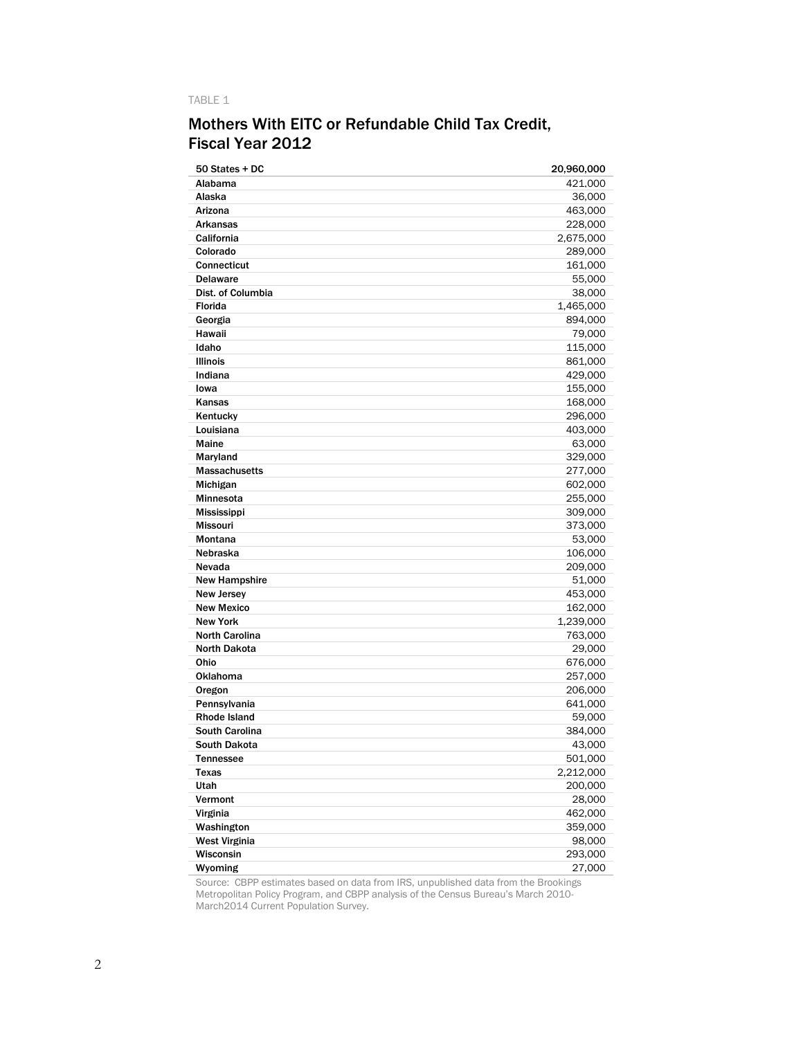TABLE 1

## Mothers With EITC or Refundable Child Tax Credit, Fiscal Year 2012

| 50 States + DC | 20,960,000 |
|---|---|
| Alabama | 421,000 |
| Alaska | 36,000 |
| Arizona | 463,000 |
| Arkansas | 228,000 |
| California | 2,675,000 |
| Colorado | 289,000 |
| Connecticut | 161,000 |
| Delaware | 55,000 |
| Dist. of Columbia | 38,000 |
| Florida | 1,465,000 |
| Georgia | 894,000 |
| Hawaii | 79,000 |
| Idaho | 115,000 |
| Illinois | 861,000 |
| Indiana | 429,000 |
| Iowa | 155,000 |
| Kansas | 168,000 |
| Kentucky | 296,000 |
| Louisiana | 403,000 |
| Maine | 63,000 |
| Maryland | 329,000 |
| Massachusetts | 277,000 |
| Michigan | 602,000 |
| Minnesota | 255,000 |
| Mississippi | 309,000 |
| Missouri | 373,000 |
| Montana | 53,000 |
| Nebraska | 106,000 |
| Nevada | 209,000 |
| New Hampshire | 51,000 |
| New Jersey | 453,000 |
| New Mexico | 162,000 |
| New York | 1,239,000 |
| North Carolina | 763,000 |
| North Dakota | 29,000 |
| Ohio | 676,000 |
| Oklahoma | 257,000 |
| Oregon | 206,000 |
| Pennsylvania | 641,000 |
| Rhode Island | 59,000 |
| South Carolina | 384,000 |
| South Dakota | 43,000 |
| Tennessee | 501,000 |
| Texas | 2,212,000 |
| Utah | 200,000 |
| Vermont | 28,000 |
| Virginia | 462,000 |
| Washington | 359,000 |
| West Virginia | 98,000 |
| Wisconsin | 293,000 |
| Wyoming | 27,000 |

Source: CBPP estimates based on data from IRS, unpublished data from the Brookings Metropolitan Policy Program, and CBPP analysis of the Census Bureau's March 2010-March2014 Current Population Survey.